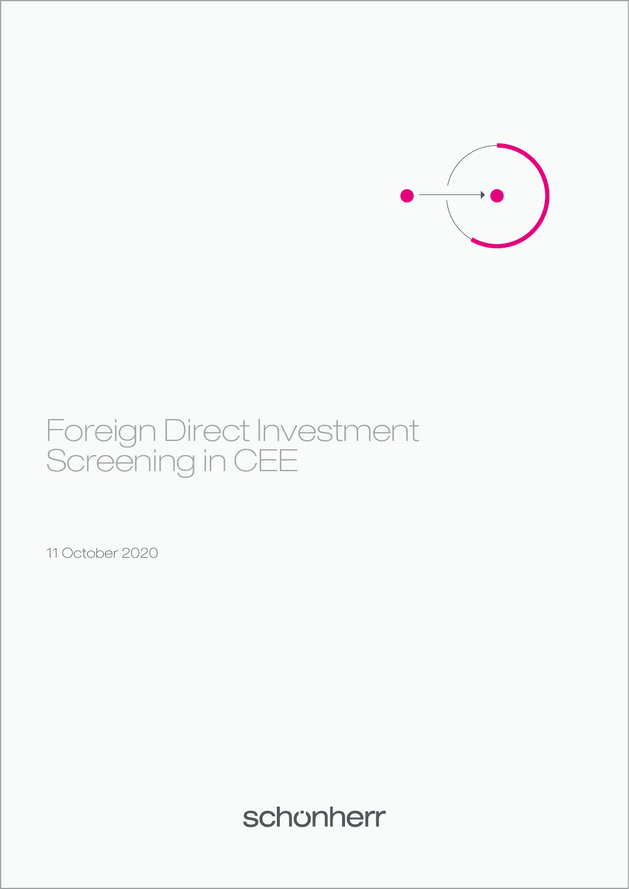# Foreign Direct Investment Screening in CEE

11 October 2020

schönherr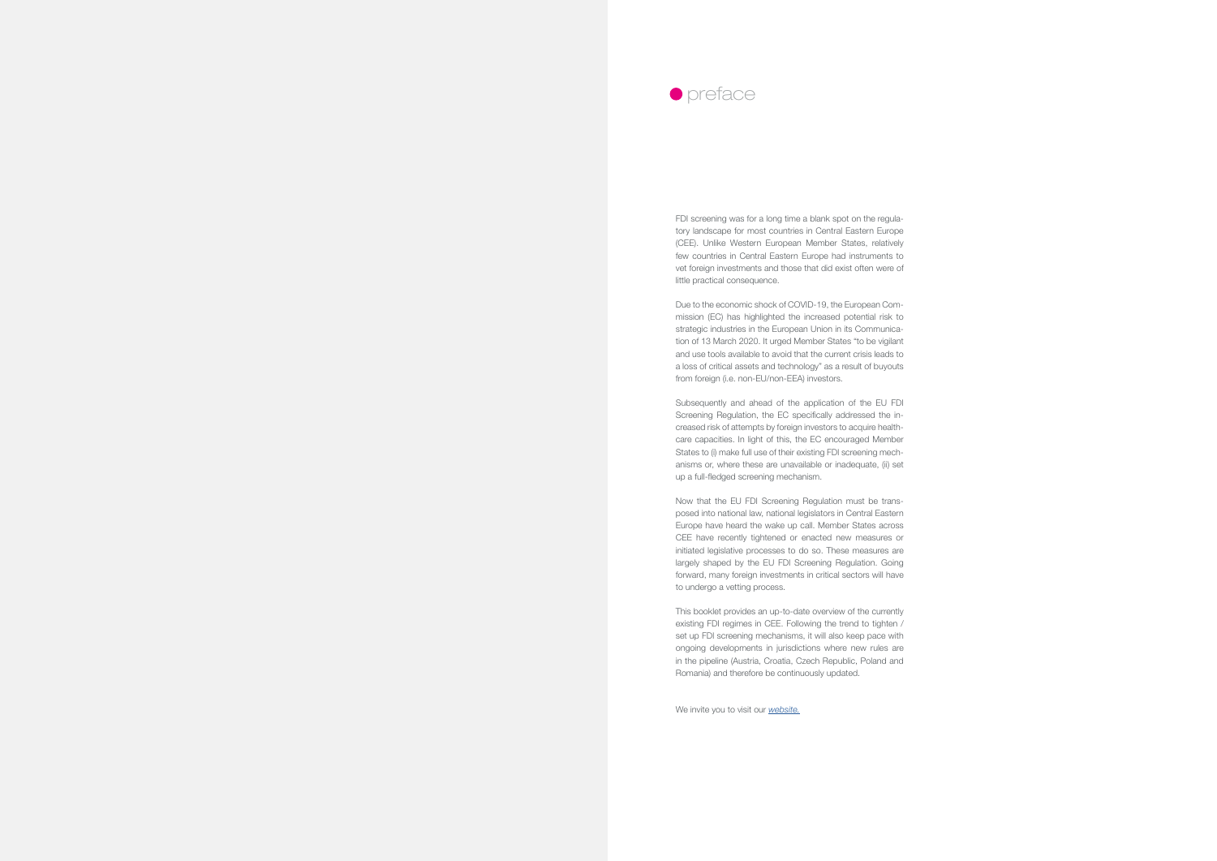# preface

FDI screening was for a long time a blank spot on the regulatory landscape for most countries in Central Eastern Europe (CEE). Unlike Western European Member States, relatively few countries in Central Eastern Europe had instruments to vet foreign investments and those that did exist often were of little practical consequence.

Due to the economic shock of COVID-19, the European Commission (EC) has highlighted the increased potential risk to strategic industries in the European Union in its Communication of 13 March 2020. It urged Member States "to be vigilant and use tools available to avoid that the current crisis leads to a loss of critical assets and technology" as a result of buyouts from foreign (i.e. non-EU/non-EEA) investors.

Subsequently and ahead of the application of the EU FDI Screening Regulation, the EC specifically addressed the increased risk of attempts by foreign investors to acquire healthcare capacities. In light of this, the EC encouraged Member States to (i) make full use of their existing FDI screening mechanisms or, where these are unavailable or inadequate, (ii) set up a full-fledged screening mechanism.

Now that the EU FDI Screening Regulation must be transposed into national law, national legislators in Central Eastern Europe have heard the wake up call. Member States across CEE have recently tightened or enacted new measures or initiated legislative processes to do so. These measures are largely shaped by the EU FDI Screening Regulation. Going forward, many foreign investments in critical sectors will have to undergo a vetting process.

This booklet provides an up-to-date overview of the currently existing FDI regimes in CEE. Following the trend to tighten / set up FDI screening mechanisms, it will also keep pace with ongoing developments in jurisdictions where new rules are in the pipeline (Austria, Croatia, Czech Republic, Poland and Romania) and therefore be continuously updated.

We invite you to visit our *website.*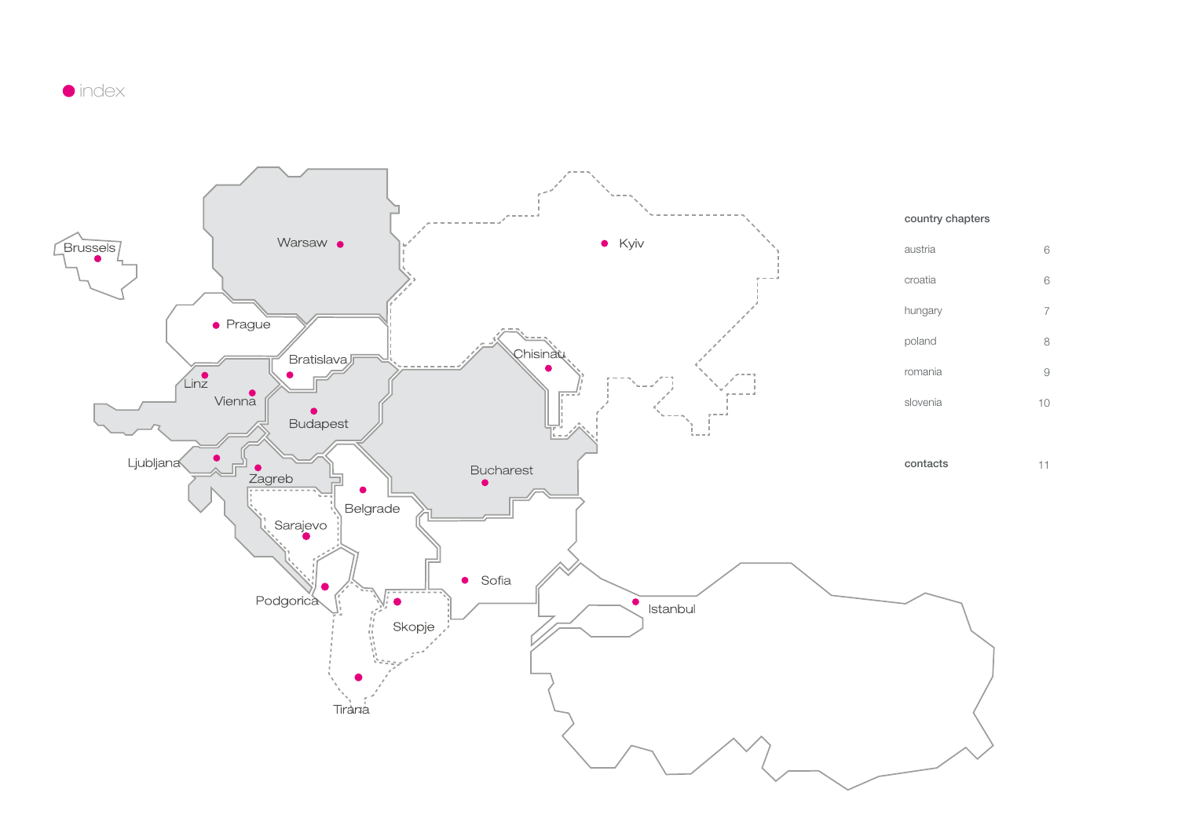# index

## country chapters

| | |
|---|---|
| austria | 6 |
| croatia | 6 |
| hungary | 7 |
| poland | 8 |
| romania | 9 |
| slovenia | 10 |
| **contacts** | 11 |

Brussels
Warsaw
Kyiv
Prague
Bratislava
Chisinau
Linz
Vienna
Budapest
Ljubljana
Zagreb
Bucharest
Belgrade
Sarajevo
Sofia
Podgorica
Skopje
Istanbul
Tirana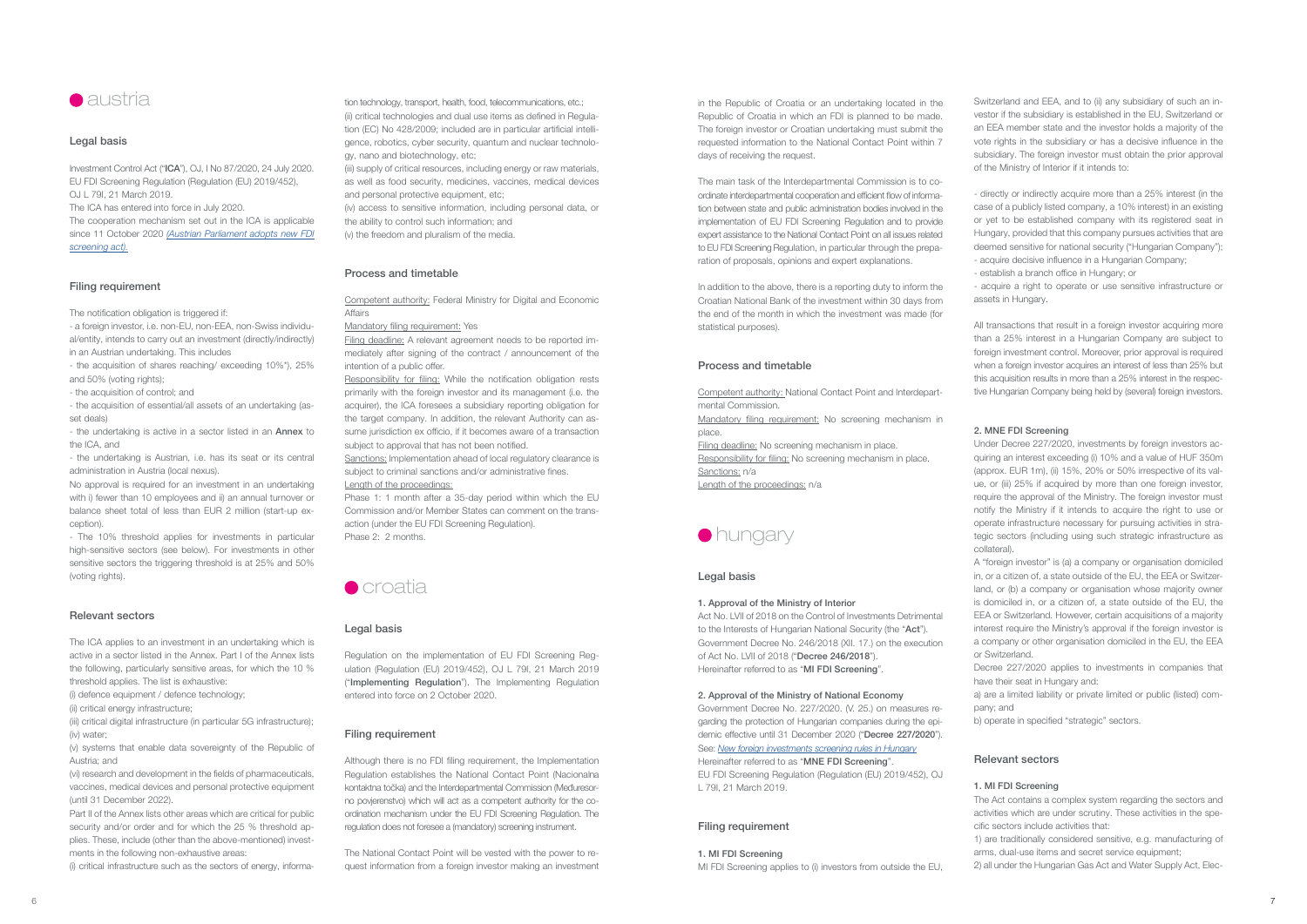# austria

## Legal basis

Investment Control Act ("**ICA**"), OJ, I No 87/2020, 24 July 2020.
EU FDI Screening Regulation (Regulation (EU) 2019/452), OJ L 79I, 21 March 2019.
The ICA has entered into force in July 2020.
The cooperation mechanism set out in the ICA is applicable since 11 October 2020 *(Austrian Parliament adopts new FDI screening act).*

## Filing requirement

The notification obligation is triggered if:

- a foreign investor, i.e. non-EU, non-EEA, non-Swiss individual/entity, intends to carry out an investment (directly/indirectly) in an Austrian undertaking. This includes
- the acquisition of shares reaching/ exceeding 10%*), 25% and 50% (voting rights);
- the acquisition of control; and
- the acquisition of essential/all assets of an undertaking (asset deals)
- the undertaking is active in a sector listed in an **Annex** to the ICA, and
- the undertaking is Austrian, i.e. has its seat or its central administration in Austria (local nexus).

No approval is required for an investment in an undertaking with i) fewer than 10 employees and ii) an annual turnover or balance sheet total of less than EUR 2 million (start-up exception).

- The 10% threshold applies for investments in particular high-sensitive sectors (see below). For investments in other sensitive sectors the triggering threshold is at 25% and 50% (voting rights).

## Relevant sectors

The ICA applies to an investment in an undertaking which is active in a sector listed in the Annex. Part I of the Annex lists the following, particularly sensitive areas, for which the 10 % threshold applies. The list is exhaustive:

(i) defence equipment / defence technology;
(ii) critical energy infrastructure;
(iii) critical digital infrastructure (in particular 5G infrastructure);
(iv) water;
(v) systems that enable data sovereignty of the Republic of Austria; and
(vi) research and development in the fields of pharmaceuticals, vaccines, medical devices and personal protective equipment (until 31 December 2022).

Part II of the Annex lists other areas which are critical for public security and/or order and for which the 25 % threshold applies. These, include (other than the above-mentioned) investments in the following non-exhaustive areas:

(i) critical infrastructure such as the sectors of energy, information technology, transport, health, food, telecommunications, etc.;
(ii) critical technologies and dual use items as defined in Regulation (EC) No 428/2009; included are in particular artificial intelligence, robotics, cyber security, quantum and nuclear technology, nano and biotechnology, etc;
(iii) supply of critical resources, including energy or raw materials, as well as food security, medicines, vaccines, medical devices and personal protective equipment, etc;
(iv) access to sensitive information, including personal data, or the ability to control such information; and
(v) the freedom and pluralism of the media.

## Process and timetable

Competent authority: Federal Ministry for Digital and Economic Affairs

Mandatory filing requirement: Yes

Filing deadline: A relevant agreement needs to be reported immediately after signing of the contract / announcement of the intention of a public offer.

Responsibility for filing: While the notification obligation rests primarily with the foreign investor and its management (i.e. the acquirer), the ICA foresees a subsidiary reporting obligation for the target company. In addition, the relevant Authority can assume jurisdiction ex officio, if it becomes aware of a transaction subject to approval that has not been notified.

Sanctions: Implementation ahead of local regulatory clearance is subject to criminal sanctions and/or administrative fines.

Length of the proceedings:

Phase 1: 1 month after a 35-day period within which the EU Commission and/or Member States can comment on the transaction (under the EU FDI Screening Regulation).
Phase 2: 2 months.

# croatia

## Legal basis

Regulation on the implementation of EU FDI Screening Regulation (Regulation (EU) 2019/452), OJ L 79I, 21 March 2019 ("**Implementing Regulation**"). The Implementing Regulation entered into force on 2 October 2020.

## Filing requirement

Although there is no FDI filing requirement, the Implementation Regulation establishes the National Contact Point (Nacionalna kontaktna točka) and the Interdepartmental Commission (Međuresorno povjerenstvo) which will act as a competent authority for the coordination mechanism under the EU FDI Screening Regulation. The regulation does not foresee a (mandatory) screening instrument.

The National Contact Point will be vested with the power to request information from a foreign investor making an investment in the Republic of Croatia or an undertaking located in the Republic of Croatia in which an FDI is planned to be made. The foreign investor or Croatian undertaking must submit the requested information to the National Contact Point within 7 days of receiving the request.

The main task of the Interdepartmental Commission is to coordinate interdepartmental cooperation and efficient flow of information between state and public administration bodies involved in the implementation of EU FDI Screening Regulation and to provide expert assistance to the National Contact Point on all issues related to EU FDI Screening Regulation, in particular through the preparation of proposals, opinions and expert explanations.

In addition to the above, there is a reporting duty to inform the Croatian National Bank of the investment within 30 days from the end of the month in which the investment was made (for statistical purposes).

## Process and timetable

Competent authority: National Contact Point and Interdepartmental Commission.

Mandatory filing requirement: No screening mechanism in place.

Filing deadline: No screening mechanism in place.

Responsibility for filing: No screening mechanism in place.

Sanctions: n/a

Length of the proceedings: n/a

# hungary

## Legal basis

**1. Approval of the Ministry of Interior**

Act No. LVII of 2018 on the Control of Investments Detrimental to the Interests of Hungarian National Security (the "**Act**").
Government Decree No. 246/2018 (XII. 17.) on the execution of Act No. LVII of 2018 ("**Decree 246/2018**").
Hereinafter referred to as "**MI FDI Screening**".

**2. Approval of the Ministry of National Economy**

Government Decree No. 227/2020. (V. 25.) on measures regarding the protection of Hungarian companies during the epidemic effective until 31 December 2020 ("**Decree 227/2020**").
See: *New foreign investments screening rules in Hungary*
Hereinafter referred to as "**MNE FDI Screening**".
EU FDI Screening Regulation (Regulation (EU) 2019/452), OJ L 79I, 21 March 2019.

## Filing requirement

**1. MI FDI Screening**

MI FDI Screening applies to (i) investors from outside the EU, Switzerland and EEA, and to (ii) any subsidiary of such an investor if the subsidiary is established in the EU, Switzerland or an EEA member state and the investor holds a majority of the vote rights in the subsidiary or has a decisive influence in the subsidiary. The foreign investor must obtain the prior approval of the Ministry of Interior if it intends to:

- directly or indirectly acquire more than a 25% interest (in the case of a publicly listed company, a 10% interest) in an existing or yet to be established company with its registered seat in Hungary, provided that this company pursues activities that are deemed sensitive for national security ("Hungarian Company");
- acquire decisive influence in a Hungarian Company;
- establish a branch office in Hungary; or
- acquire a right to operate or use sensitive infrastructure or assets in Hungary.

All transactions that result in a foreign investor acquiring more than a 25% interest in a Hungarian Company are subject to foreign investment control. Moreover, prior approval is required when a foreign investor acquires an interest of less than 25% but this acquisition results in more than a 25% interest in the respective Hungarian Company being held by (several) foreign investors.

**2. MNE FDI Screening**

Under Decree 227/2020, investments by foreign investors acquiring an interest exceeding (i) 10% and a value of HUF 350m (approx. EUR 1m), (ii) 15%, 20% or 50% irrespective of its value, or (iii) 25% if acquired by more than one foreign investor, require the approval of the Ministry. The foreign investor must notify the Ministry if it intends to acquire the right to use or operate infrastructure necessary for pursuing activities in strategic sectors (including using such strategic infrastructure as collateral).

A "foreign investor" is (a) a company or organisation domiciled in, or a citizen of, a state outside of the EU, the EEA or Switzerland, or (b) a company or organisation whose majority owner is domiciled in, or a citizen of, a state outside of the EU, the EEA or Switzerland. However, certain acquisitions of a majority interest require the Ministry's approval if the foreign investor is a company or other organisation domiciled in the EU, the EEA or Switzerland.

Decree 227/2020 applies to investments in companies that have their seat in Hungary and:

a) are a limited liability or private limited or public (listed) company; and
b) operate in specified "strategic" sectors.

## Relevant sectors

**1. MI FDI Screening**

The Act contains a complex system regarding the sectors and activities which are under scrutiny. These activities in the specific sectors include activities that:

1) are traditionally considered sensitive, e.g. manufacturing of arms, dual-use items and secret service equipment;
2) all under the Hungarian Gas Act and Water Supply Act, Elec-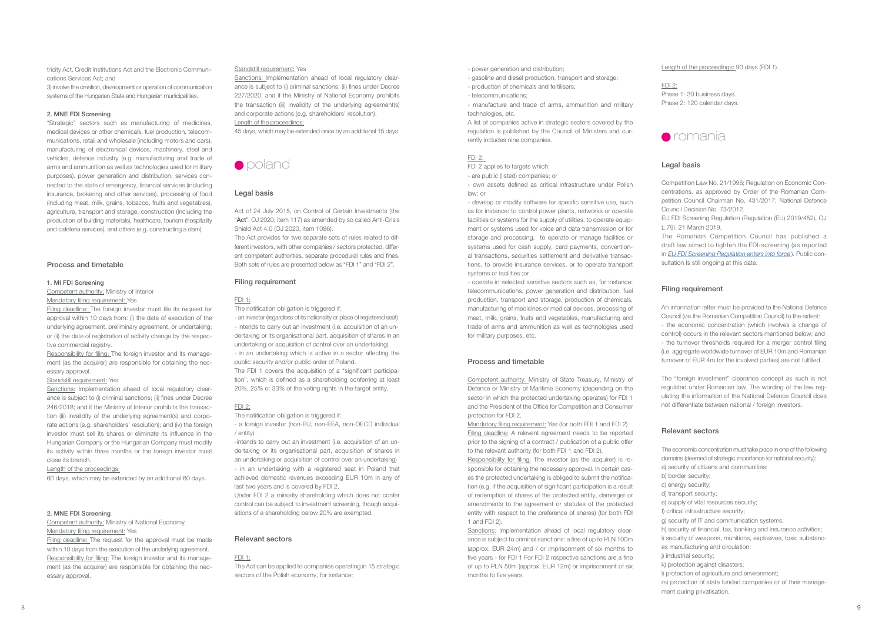tricity Act, Credit Institutions Act and the Electronic Communications Services Act; and

3) involve the creation, development or operation of communication systems of the Hungarian State and Hungarian municipalities.

#### 2. MNE FDI Screening

"Strategic" sectors such as manufacturing of medicines, medical devices or other chemicals, fuel production, telecommunications, retail and wholesale (including motors and cars), manufacturing of electronical devices, machinery, steel and vehicles, defence industry (e.g. manufacturing and trade of arms and ammunition as well as technologies used for military purposes), power generation and distribution, services connected to the state of emergency, financial services (including insurance, brokering and other services), processing of food (including meat, milk, grains, tobacco, fruits and vegetables), agriculture, transport and storage, construction (including the production of building materials), healthcare, tourism (hospitality and cafeteria services), and others (e.g. constructing a dam).

### Process and timetable

#### 1. MI FDI Screening

Competent authority: Ministry of Interior

Mandatory filing requirement: Yes

Filing deadline: The foreign investor must file its request for approval within 10 days from: (i) the date of execution of the underlying agreement, preliminary agreement, or undertaking; or (ii) the date of registration of activity change by the respective commercial registry.

Responsibility for filing: The foreign investor and its management (as the acquirer) are responsible for obtaining the necessary approval.

Standstill requirement: Yes

Sanctions: Implementation ahead of local regulatory clearance is subject to (i) criminal sanctions; (ii) fines under Decree 246/2018; and if the Ministry of Interior prohibits the transaction (iii) invalidity of the underlying agreement(s) and corporate actions (e.g. shareholders' resolution); and (iv) the foreign investor must sell its shares or eliminate its influence in the Hungarian Company or the Hungarian Company must modify its activity within three months or the foreign investor must close its branch.

Length of the proceedings:

60 days, which may be extended by an additional 60 days.

#### 2. MNE FDI Screening

Competent authority: Ministry of National Economy

Mandatory filing requirement: Yes

Filing deadline: The request for the approval must be made within 10 days from the execution of the underlying agreement.

Responsibility for filing: The foreign investor and its management (as the acquirer) are responsible for obtaining the necessary approval.

Standstill requirement: Yes

Sanctions: Implementation ahead of local regulatory clearance is subject to (i) criminal sanctions; (ii) fines under Decree 227/2020; and if the Ministry of National Economy prohibits the transaction (iii) invalidity of the underlying agreement(s) and corporate actions (e.g. shareholders' resolution).

Length of the proceedings:

45 days, which may be extended once by an additional 15 days.

## poland

### Legal basis

Act of 24 July 2015, on Control of Certain Investments (the "**Act**", OJ 2020, item 117) as amended by so called Anti-Crisis Shield Act 4.0 (OJ 2020, item 1086).

The Act provides for two separate sets of rules related to different investors, with other companies / sectors protected, different competent authorities, separate procedural rules and fines. Both sets of rules are presented below as "FDI 1" and "FDI 2".

### Filing requirement

FDI 1:

The notification obligation is triggered if:

- an investor (regardless of its nationality or place of registered seat)
- intends to carry out an investment (i.e. acquisition of an undertaking or its organisational part, acquisition of shares in an undertaking or acquisition of control over an undertaking)
- in an undertaking which is active in a sector affecting the public security and/or public order of Poland.

The FDI 1 covers the acquisition of a "significant participation", which is defined as a shareholding conferring at least 20%, 25% or 33% of the voting rights in the target entity.

FDI 2:

The notification obligation is triggered if:

- a foreign investor (non-EU, non-EEA, non-OECD individual / entity)
- intends to carry out an investment (i.e. acquisition of an undertaking or its organisational part, acquisition of shares in an undertaking or acquisition of control over an undertaking)
- in an undertaking with a registered seat in Poland that achieved domestic revenues exceeding EUR 10m in any of last two years and is covered by FDI 2.

Under FDI 2 a minority shareholding which does not confer control can be subject to investment screening, though acquisitions of a shareholding below 20% are exempted.

### Relevant sectors

FDI 1:

The Act can be applied to companies operating in 15 strategic sectors of the Polish economy, for instance:

- power generation and distribution;
- gasoline and diesel production, transport and storage;
- production of chemicals and fertilisers;
- telecommunications;
- manufacture and trade of arms, ammunition and military technologies, etc.

A list of companies active in strategic sectors covered by the regulation is published by the Council of Ministers and currently includes nine companies.

FDI 2:

FDI 2 applies to targets which:

- are public (listed) companies; or
- own assets defined as critical infrastructure under Polish law; or
- develop or modify software for specific sensitive use, such as for instance: to control power plants, networks or operate facilities or systems for the supply of utilities, to operate equipment or systems used for voice and data transmission or for storage and processing, to operate or manage facilities or systems used for cash supply, card payments, conventional transactions, securities settlement and derivative transactions, to provide insurance services, or to operate transport systems or facilities ;or
- operate in selected sensitive sectors such as, for instance: telecommunications, power generation and distribution, fuel production, transport and storage, production of chemicals, manufacturing of medicines or medical devices, processing of meat, milk, grains, fruits and vegetables, manufacturing and trade of arms and ammunition as well as technologies used for military purposes, etc.

### Process and timetable

Competent authority: Ministry of State Treasury, Ministry of Defence or Ministry of Maritime Economy (depending on the sector in which the protected undertaking operates) for FDI 1 and the President of the Office for Competition and Consumer protection for FDI 2.

Mandatory filing requirement: Yes (for both FDI 1 and FDI 2)

Filing deadline: A relevant agreement needs to be reported prior to the signing of a contract / publication of a public offer to the relevant authority (for both FDI 1 and FDI 2).

Responsibility for filing: The investor (as the acquirer) is responsible for obtaining the necessary approval. In certain cases the protected undertaking is obliged to submit the notification (e.g. if the acquisition of significant participation is a result of redemption of shares of the protected entity, demerger or amendments to the agreement or statutes of the protected entity with respect to the preference of shares) (for both FDI 1 and FDI 2).

Sanctions: Implementation ahead of local regulatory clearance is subject to criminal sanctions: a fine of up to PLN 100m (approx. EUR 24m) and / or imprisonment of six months to five years - for FDI 1 For FDI 2 respective sanctions are a fine of up to PLN 50m (approx. EUR 12m) or imprisonment of six months to five years.

Length of the proceedings: 90 days (FDI 1).

FDI 2:

Phase 1: 30 business days.

Phase 2: 120 calendar days.

## romania

### Legal basis

Competition Law No. 21/1996; Regulation on Economic Concentrations, as approved by Order of the Romanian Competition Council Chairman No. 431/2017; National Defence Council Decision No. 73/2012.

EU FDI Screening Regulation (Regulation (EU) 2019/452), OJ L 79I, 21 March 2019.

The Romanian Competition Council has published a draft law aimed to tighten the FDI-screening (as reported in *EU FDI Screening Regulation enters into force*). Public consultation Is still ongoing at this date.

### Filing requirement

An information letter must be provided to the National Defence Council (via the Romanian Competition Council) to the extent:

- the economic concentration (which involves a change of control) occurs in the relevant sectors mentioned below; and
- the turnover thresholds required for a merger control filing (i.e. aggregate worldwide turnover of EUR 10m and Romanian turnover of EUR 4m for the involved parties) are not fulfilled.

The "foreign investment" clearance concept as such is not regulated under Romanian law. The wording of the law regulating the information of the National Defence Council does not differentiate between national / foreign investors.

### Relevant sectors

The economic concentration must take place in one of the following domains (deemed of strategic importance for national security):

a) security of citizens and communities;

b) border security;

c) energy security;

d) transport security;

e) supply of vital resources security;

f) critical infrastructure security;

g) security of IT and communication systems;

h) security of financial, tax, banking and insurance activities;

i) security of weapons, munitions, explosives, toxic substances manufacturing and circulation;

j) industrial security;

k) protection against disasters;

l) protection of agriculture and environment;

m) protection of state funded companies or of their management during privatisation.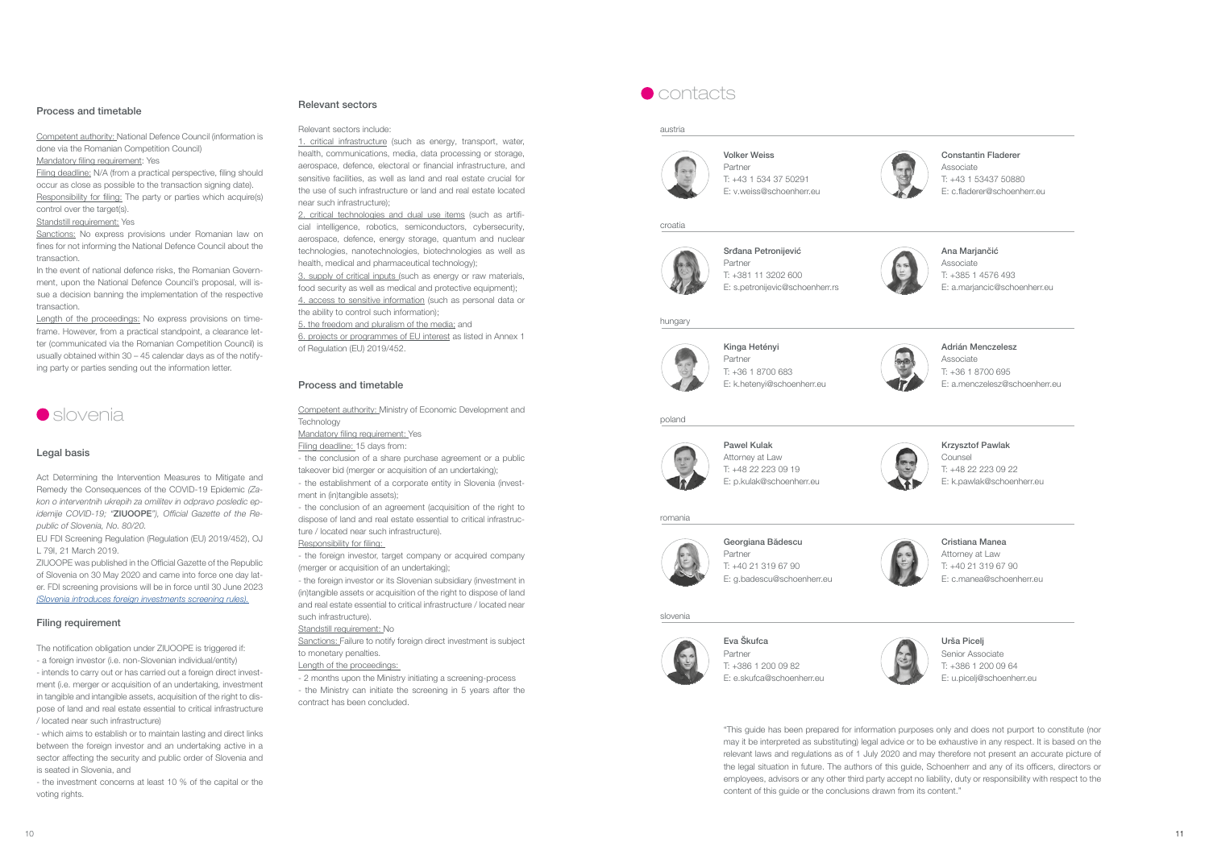### Process and timetable

Competent authority: National Defence Council (information is done via the Romanian Competition Council)
Mandatory filing requirement: Yes
Filing deadline: N/A (from a practical perspective, filing should occur as close as possible to the transaction signing date).
Responsibility for filing: The party or parties which acquire(s) control over the target(s).
Standstill requirement: Yes
Sanctions: No express provisions under Romanian law on fines for not informing the National Defence Council about the transaction.
In the event of national defence risks, the Romanian Government, upon the National Defence Council's proposal, will issue a decision banning the implementation of the respective transaction.
Length of the proceedings: No express provisions on timeframe. However, from a practical standpoint, a clearance letter (communicated via the Romanian Competition Council) is usually obtained within 30 – 45 calendar days as of the notifying party or parties sending out the information letter.

## slovenia

### Legal basis

Act Determining the Intervention Measures to Mitigate and Remedy the Consequences of the COVID-19 Epidemic *(Zakon o interventnih ukrepih za omilitev in odpravo posledic epidemije COVID-19; "***ZIUOOPE***"), Official Gazette of the Republic of Slovenia, No. 80/20.*

EU FDI Screening Regulation (Regulation (EU) 2019/452), OJ L 79I, 21 March 2019.

ZIUOOPE was published in the Official Gazette of the Republic of Slovenia on 30 May 2020 and came into force one day later. FDI screening provisions will be in force until 30 June 2023 *(Slovenia introduces foreign investments screening rules).*

### Filing requirement

The notification obligation under ZIUOOPE is triggered if:
- a foreign investor (i.e. non-Slovenian individual/entity)
- intends to carry out or has carried out a foreign direct investment (i.e. merger or acquisition of an undertaking, investment in tangible and intangible assets, acquisition of the right to dispose of land and real estate essential to critical infrastructure / located near such infrastructure)
- which aims to establish or to maintain lasting and direct links between the foreign investor and an undertaking active in a sector affecting the security and public order of Slovenia and is seated in Slovenia, and
- the investment concerns at least 10 % of the capital or the voting rights.

### Relevant sectors

Relevant sectors include:
1. critical infrastructure (such as energy, transport, water, health, communications, media, data processing or storage, aerospace, defence, electoral or financial infrastructure, and sensitive facilities, as well as land and real estate crucial for the use of such infrastructure or land and real estate located near such infrastructure);
2. critical technologies and dual use items (such as artificial intelligence, robotics, semiconductors, cybersecurity, aerospace, defence, energy storage, quantum and nuclear technologies, nanotechnologies, biotechnologies as well as health, medical and pharmaceutical technology);
3. supply of critical inputs (such as energy or raw materials, food security as well as medical and protective equipment);
4. access to sensitive information (such as personal data or the ability to control such information);
5. the freedom and pluralism of the media; and
6. projects or programmes of EU interest as listed in Annex 1 of Regulation (EU) 2019/452.

### Process and timetable

Competent authority: Ministry of Economic Development and Technology
Mandatory filing requirement: Yes
Filing deadline: 15 days from:
- the conclusion of a share purchase agreement or a public takeover bid (merger or acquisition of an undertaking);
- the establishment of a corporate entity in Slovenia (investment in (in)tangible assets);
- the conclusion of an agreement (acquisition of the right to dispose of land and real estate essential to critical infrastructure / located near such infrastructure).

Responsibility for filing:
- the foreign investor, target company or acquired company (merger or acquisition of an undertaking);
- the foreign investor or its Slovenian subsidiary (investment in (in)tangible assets or acquisition of the right to dispose of land and real estate essential to critical infrastructure / located near such infrastructure).

Standstill requirement: No
Sanctions: Failure to notify foreign direct investment is subject to monetary penalties.
Length of the proceedings:
- 2 months upon the Ministry initiating a screening-process
- the Ministry can initiate the screening in 5 years after the contract has been concluded.

## contacts

**austria**

**Volker Weiss**
Partner
T: +43 1 534 37 50291
E: v.weiss@schoenherr.eu

**Constantin Fladerer**
Associate
T: +43 1 53437 50880
E: c.fladerer@schoenherr.eu

**croatia**

**Srđana Petronijević**
Partner
T: +381 11 3202 600
E: s.petronijevic@schoenherr.rs

**Ana Marjančić**
Associate
T: +385 1 4576 493
E: a.marjancic@schoenherr.eu

**hungary**

**Kinga Hetényi**
Partner
T: +36 1 8700 683
E: k.hetenyi@schoenherr.eu

**Adrián Menczelesz**
Associate
T: +36 1 8700 695
E: a.menczelesz@schoenherr.eu

**poland**

**Pawel Kulak**
Attorney at Law
T: +48 22 223 09 19
E: p.kulak@schoenherr.eu

**Krzysztof Pawlak**
Counsel
T: +48 22 223 09 22
E: k.pawlak@schoenherr.eu

**romania**

**Georgiana Bădescu**
Partner
T: +40 21 319 67 90
E: g.badescu@schoenherr.eu

**Cristiana Manea**
Attorney at Law
T: +40 21 319 67 90
E: c.manea@schoenherr.eu

**slovenia**

**Eva Škufca**
Partner
T: +386 1 200 09 82
E: e.skufca@schoenherr.eu

**Urša Picelj**
Senior Associate
T: +386 1 200 09 64
E: u.picelj@schoenherr.eu

"This guide has been prepared for information purposes only and does not purport to constitute (nor may it be interpreted as substituting) legal advice or to be exhaustive in any respect. It is based on the relevant laws and regulations as of 1 July 2020 and may therefore not present an accurate picture of the legal situation in future. The authors of this guide, Schoenherr and any of its officers, directors or employees, advisors or any other third party accept no liability, duty or responsibility with respect to the content of this guide or the conclusions drawn from its content."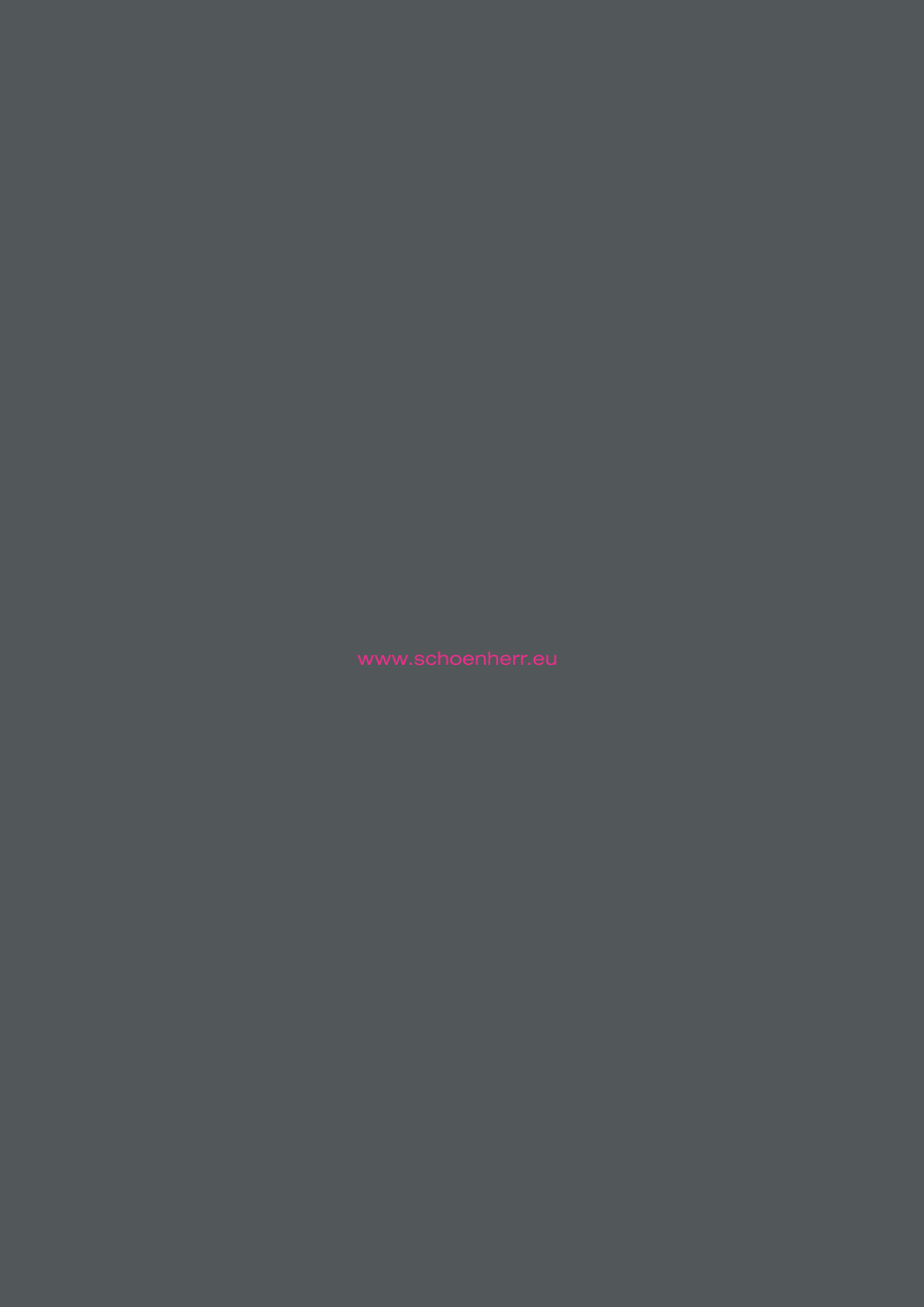www.schoenherr.eu